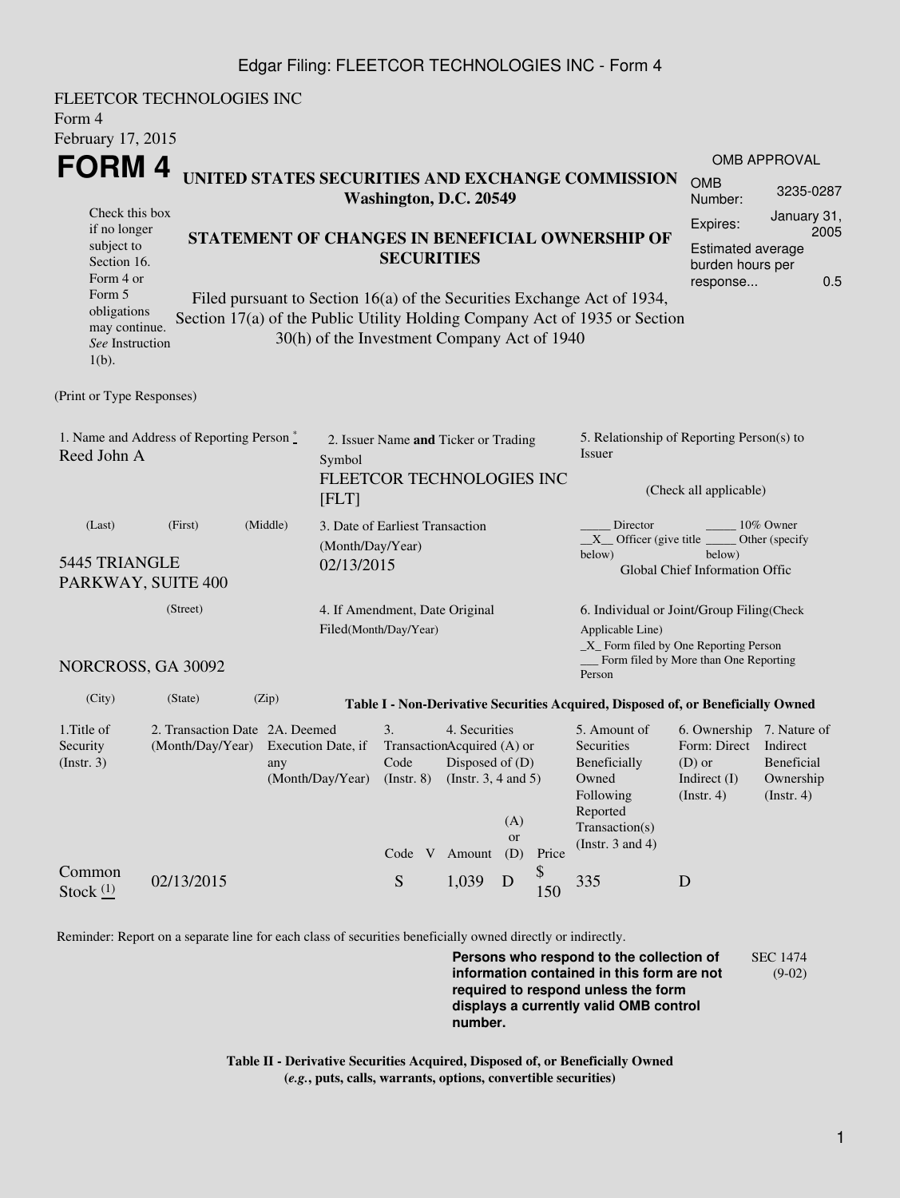Edgar Filing: FLEETCOR TECHNOLOGIES INC - Form 4

FLEETCOR TECHNOLOGIES INC
Form 4
February 17, 2015

# FORM 4

**UNITED STATES SECURITIES AND EXCHANGE COMMISSION**
**Washington, D.C. 20549**

**STATEMENT OF CHANGES IN BENEFICIAL OWNERSHIP OF SECURITIES**

Filed pursuant to Section 16(a) of the Securities Exchange Act of 1934, Section 17(a) of the Public Utility Holding Company Act of 1935 or Section 30(h) of the Investment Company Act of 1940

Check this box if no longer subject to Section 16. Form 4 or Form 5 obligations may continue. *See* Instruction 1(b).

OMB APPROVAL

| | |
|---|---|
| OMB Number: | 3235-0287 |
| Expires: | January 31, 2005 |
| Estimated average burden hours per response... | 0.5 |

(Print or Type Responses)

1. Name and Address of Reporting Person *
Reed John A

(Last) (First) (Middle)

5445 TRIANGLE PARKWAY, SUITE 400

(Street)

NORCROSS, GA 30092

(City) (State) (Zip)

2. Issuer Name **and** Ticker or Trading Symbol
FLEETCOR TECHNOLOGIES INC [FLT]

3. Date of Earliest Transaction (Month/Day/Year)
02/13/2015

4. If Amendment, Date Original Filed(Month/Day/Year)

5. Relationship of Reporting Person(s) to Issuer

(Check all applicable)

_____ Director _____ 10% Owner
__X__ Officer (give title below) _____ Other (specify below)
Global Chief Information Offic

6. Individual or Joint/Group Filing(Check Applicable Line)
_X_ Form filed by One Reporting Person
___ Form filed by More than One Reporting Person

**Table I - Non-Derivative Securities Acquired, Disposed of, or Beneficially Owned**

| 1.Title of Security (Instr. 3) | 2. Transaction Date (Month/Day/Year) | 2A. Deemed Execution Date, if any (Month/Day/Year) | 3. Transaction Code (Instr. 8) | | 4. Securities Acquired (A) or Disposed of (D) (Instr. 3, 4 and 5) | | | 5. Amount of Securities Beneficially Owned Following Reported Transaction(s) (Instr. 3 and 4) | 6. Ownership Form: Direct (D) or Indirect (I) (Instr. 4) | 7. Nature of Indirect Beneficial Ownership (Instr. 4) |
|---|---|---|---|---|---|---|---|---|---|---|
| | | | Code | V | Amount | (A) or (D) | Price | | | |
| Common Stock (1) | 02/13/2015 | | S | | 1,039 | D | $ 150 | 335 | D | |

Reminder: Report on a separate line for each class of securities beneficially owned directly or indirectly.

**Persons who respond to the collection of information contained in this form are not required to respond unless the form displays a currently valid OMB control number.**

SEC 1474 (9-02)

**Table II - Derivative Securities Acquired, Disposed of, or Beneficially Owned**
**(*e.g.*, puts, calls, warrants, options, convertible securities)**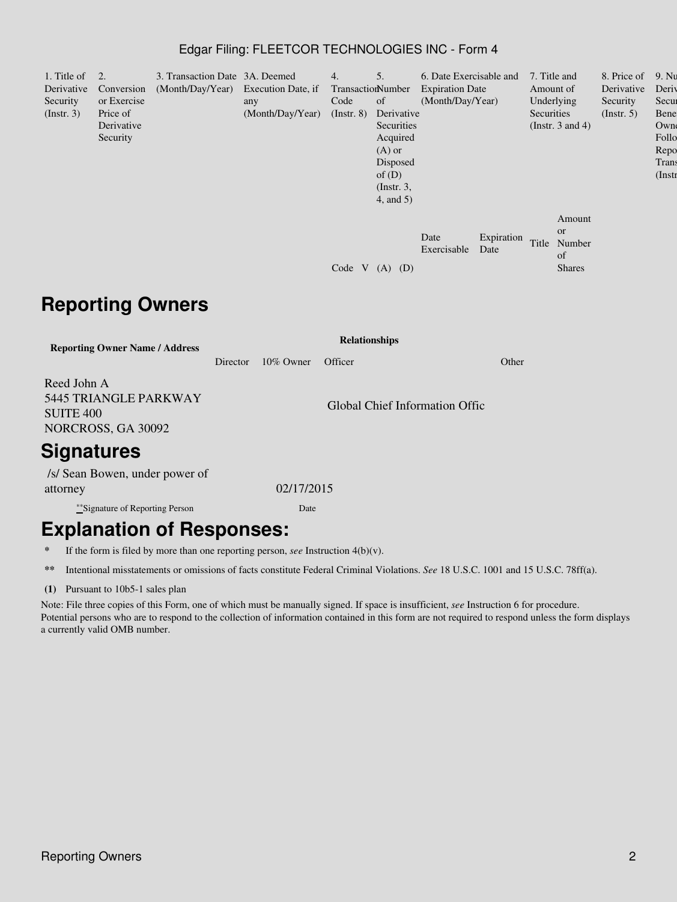| 1. Title of Derivative Security (Instr. 3) | 2. Conversion or Exercise Price of Derivative Security | 3. Transaction Date (Month/Day/Year) | 3A. Deemed Execution Date, if any (Month/Day/Year) | 4. Transaction Code (Instr. 8) | | 5. Number of Derivative Securities Acquired (A) or Disposed of (D) (Instr. 3, 4, and 5) | | 6. Date Exercisable and Expiration Date (Month/Day/Year) | | 7. Title and Amount of Underlying Securities (Instr. 3 and 4) | | 8. Price of Derivative Security (Instr. 5) | 9. Nu Deriv Secur Bene Own Follo Repo Trans (Instr |
|---|---|---|---|---|---|---|---|---|---|---|---|---|---|
| | | | | Code | V | (A) | (D) | Date Exercisable | Expiration Date | Title | Amount or Number of Shares | | |

# Reporting Owners

| Reporting Owner Name / Address | Relationships | | | |
|---|---|---|---|---|
| | Director | 10% Owner | Officer | Other |
| Reed John A<br>5445 TRIANGLE PARKWAY<br>SUITE 400<br>NORCROSS, GA 30092 | | | Global Chief Information Offic | |

# Signatures

| /s/ Sean Bowen, under power of attorney | 02/17/2015 |
|---|---|
| **Signature of Reporting Person | Date |

# Explanation of Responses:

\* If the form is filed by more than one reporting person, *see* Instruction 4(b)(v).

\*\* Intentional misstatements or omissions of facts constitute Federal Criminal Violations. *See* 18 U.S.C. 1001 and 15 U.S.C. 78ff(a).

**(1)** Pursuant to 10b5-1 sales plan

Note: File three copies of this Form, one of which must be manually signed. If space is insufficient, *see* Instruction 6 for procedure.
Potential persons who are to respond to the collection of information contained in this form are not required to respond unless the form displays a currently valid OMB number.